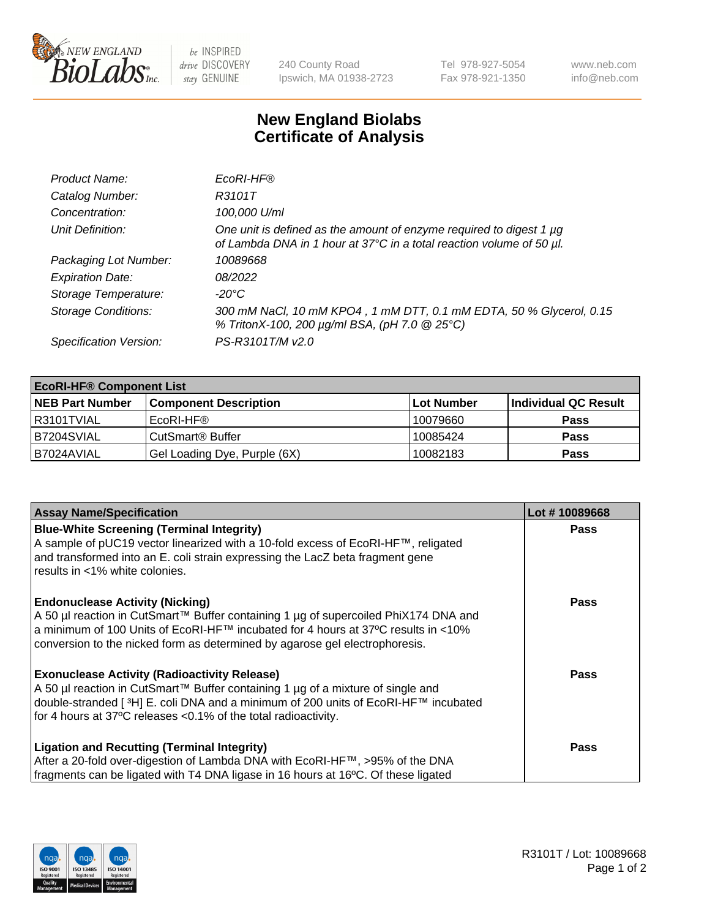New England BioLabs Inc. — be INSPIRED drive DISCOVERY stay GENUINE

240 County Road
Ipswich, MA 01938-2723

Tel 978-927-5054
Fax 978-921-1350

www.neb.com
info@neb.com

# New England Biolabs
# Certificate of Analysis

| | |
|---|---|
| *Product Name:* | *EcoRI-HF®* |
| *Catalog Number:* | *R3101T* |
| *Concentration:* | *100,000 U/ml* |
| *Unit Definition:* | *One unit is defined as the amount of enzyme required to digest 1 µg of Lambda DNA in 1 hour at 37°C in a total reaction volume of 50 µl.* |
| *Packaging Lot Number:* | *10089668* |
| *Expiration Date:* | *08/2022* |
| *Storage Temperature:* | *-20°C* |
| *Storage Conditions:* | *300 mM NaCl, 10 mM KPO4 , 1 mM DTT, 0.1 mM EDTA, 50 % Glycerol, 0.15 % TritonX-100, 200 µg/ml BSA, (pH 7.0 @ 25°C)* |
| *Specification Version:* | *PS-R3101T/M v2.0* |

| **EcoRI-HF® Component List** | | | |
|---|---|---|---|
| **NEB Part Number** | **Component Description** | **Lot Number** | **Individual QC Result** |
| R3101TVIAL | EcoRI-HF® | 10079660 | **Pass** |
| B7204SVIAL | CutSmart® Buffer | 10085424 | **Pass** |
| B7024AVIAL | Gel Loading Dye, Purple (6X) | 10082183 | **Pass** |

| **Assay Name/Specification** | **Lot # 10089668** |
|---|---|
| **Blue-White Screening (Terminal Integrity)**<br>A sample of pUC19 vector linearized with a 10-fold excess of EcoRI-HF™, religated and transformed into an E. coli strain expressing the LacZ beta fragment gene results in <1% white colonies. | **Pass** |
| **Endonuclease Activity (Nicking)**<br>A 50 µl reaction in CutSmart™ Buffer containing 1 µg of supercoiled PhiX174 DNA and a minimum of 100 Units of EcoRI-HF™ incubated for 4 hours at 37ºC results in <10% conversion to the nicked form as determined by agarose gel electrophoresis. | **Pass** |
| **Exonuclease Activity (Radioactivity Release)**<br>A 50 µl reaction in CutSmart™ Buffer containing 1 µg of a mixture of single and double-stranded [ $^3$H] E. coli DNA and a minimum of 200 units of EcoRI-HF™ incubated for 4 hours at 37ºC releases <0.1% of the total radioactivity. | **Pass** |
| **Ligation and Recutting (Terminal Integrity)**<br>After a 20-fold over-digestion of Lambda DNA with EcoRI-HF™, >95% of the DNA fragments can be ligated with T4 DNA ligase in 16 hours at 16ºC. Of these ligated | **Pass** |

R3101T / Lot: 10089668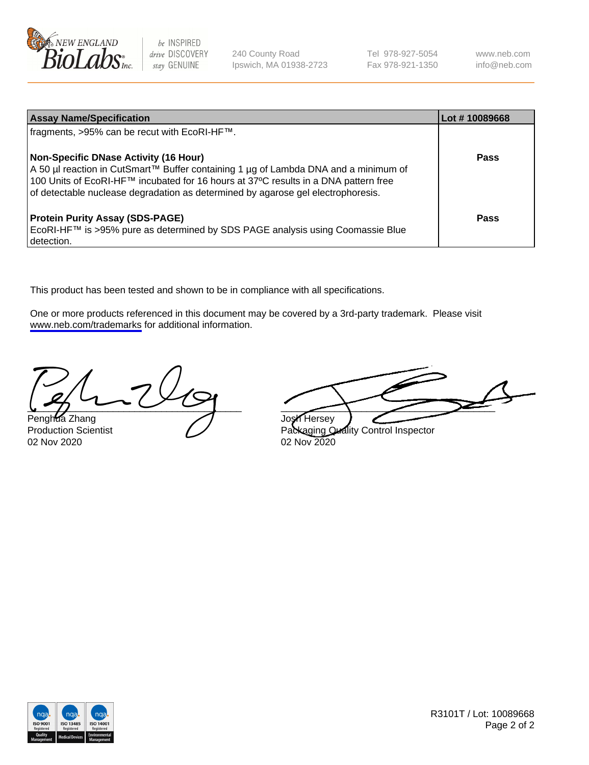| Assay Name/Specification | Lot # 10089668 |
|---|---|
| fragments, >95% can be recut with EcoRI-HF™. | |
| **Non-Specific DNase Activity (16 Hour)**<br>A 50 µl reaction in CutSmart™ Buffer containing 1 µg of Lambda DNA and a minimum of 100 Units of EcoRI-HF™ incubated for 16 hours at 37ºC results in a DNA pattern free of detectable nuclease degradation as determined by agarose gel electrophoresis. | **Pass** |
| **Protein Purity Assay (SDS-PAGE)**<br>EcoRI-HF™ is >95% pure as determined by SDS PAGE analysis using Coomassie Blue detection. | **Pass** |

This product has been tested and shown to be in compliance with all specifications.

One or more products referenced in this document may be covered by a 3rd-party trademark. Please visit www.neb.com/trademarks for additional information.

Penghua Zhang
Production Scientist
02 Nov 2020

Josh Hersey
Packaging Quality Control Inspector
02 Nov 2020

R3101T / Lot: 10089668